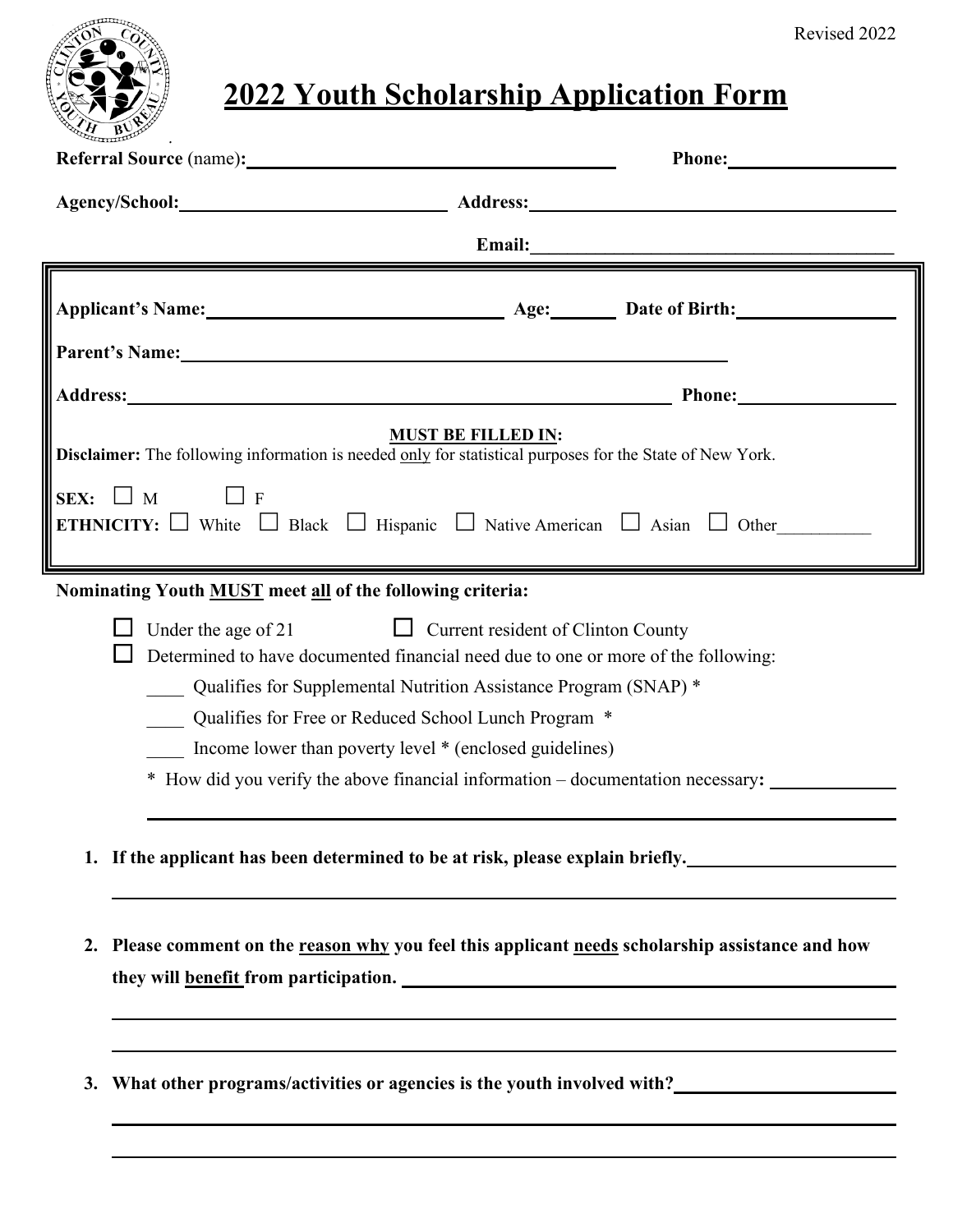Revised 2022

# 2022 Youth Scholarship Application Form

**Referral Source** (name)**:** ______________________ **Phone:** ______________

**Agency/School:** ______________________ **Address:** ______________________

**Email:** ______________________

**Applicant's Name:** ______________________ **Age:** ______ **Date of Birth:** ______________

**Parent's Name:** ______________________

**Address:** ______________________ **Phone:** ______________

**MUST BE FILLED IN:**

**Disclaimer:** The following information is needed only for statistical purposes for the State of New York.

**SEX:** ☐ M ☐ F

**ETHNICITY:** ☐ White ☐ Black ☐ Hispanic ☐ Native American ☐ Asian ☐ Other__________

**Nominating Youth MUST meet all of the following criteria:**

☐ Under the age of 21 ☐ Current resident of Clinton County

☐ Determined to have documented financial need due to one or more of the following:

____ Qualifies for Supplemental Nutrition Assistance Program (SNAP) *

____ Qualifies for Free or Reduced School Lunch Program *

____ Income lower than poverty level * (enclosed guidelines)

\* How did you verify the above financial information – documentation necessary**:** ______________

1. **If the applicant has been determined to be at risk, please explain briefly.** ______________

2. **Please comment on the reason why you feel this applicant needs scholarship assistance and how they will benefit from participation.** ______________

3. **What other programs/activities or agencies is the youth involved with?** ______________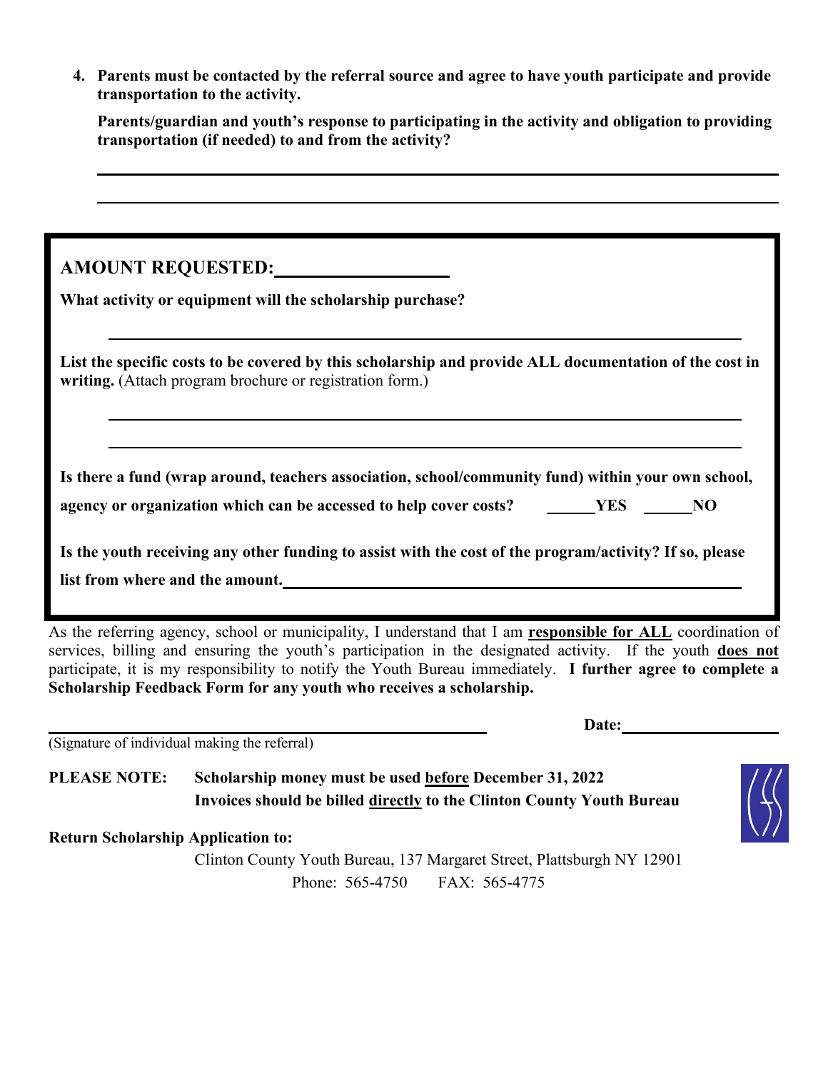4. **Parents must be contacted by the referral source and agree to have youth participate and provide transportation to the activity.**

   **Parents/guardian and youth's response to participating in the activity and obligation to providing transportation (if needed) to and from the activity?**

   ______________________________________________________________________

   ______________________________________________________________________

**AMOUNT REQUESTED:** ____________________

**What activity or equipment will the scholarship purchase?**

______________________________________________________________________

**List the specific costs to be covered by this scholarship and provide ALL documentation of the cost in writing.** (Attach program brochure or registration form.)

______________________________________________________________________

______________________________________________________________________

**Is there a fund (wrap around, teachers association, school/community fund) within your own school, agency or organization which can be accessed to help cover costs?** ______**YES** ______**NO**

**Is the youth receiving any other funding to assist with the cost of the program/activity? If so, please list from where and the amount.** ____________________________________________

As the referring agency, school or municipality, I understand that I am **responsible for ALL** coordination of services, billing and ensuring the youth's participation in the designated activity. If the youth **does not** participate, it is my responsibility to notify the Youth Bureau immediately. **I further agree to complete a Scholarship Feedback Form for any youth who receives a scholarship.**

______________________________________________ **Date:** ____________________

(Signature of individual making the referral)

**PLEASE NOTE:** **Scholarship money must be used before December 31, 2022**
**Invoices should be billed directly to the Clinton County Youth Bureau**

**Return Scholarship Application to:**

Clinton County Youth Bureau, 137 Margaret Street, Plattsburgh NY 12901
Phone: 565-4750 FAX: 565-4775